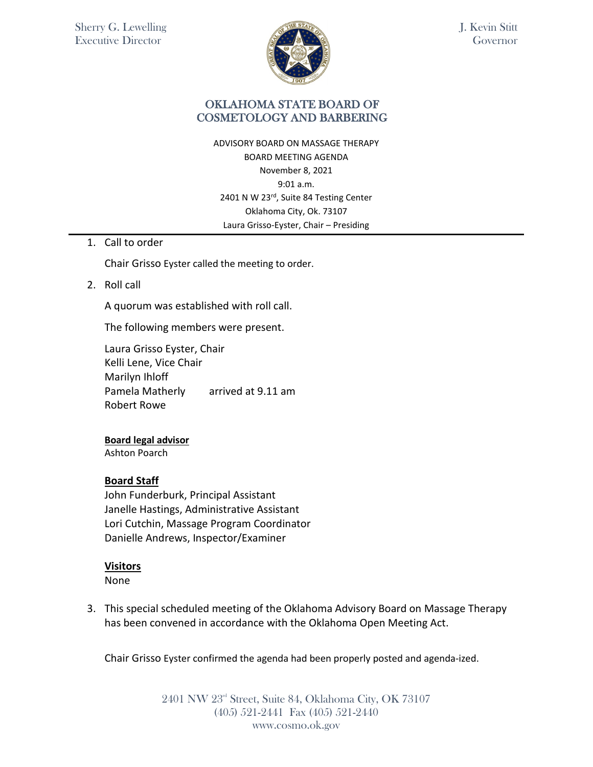Sherry G. Lewelling
Executive Director

J. Kevin Stitt
Governor

# OKLAHOMA STATE BOARD OF COSMETOLOGY AND BARBERING

ADVISORY BOARD ON MASSAGE THERAPY
BOARD MEETING AGENDA
November 8, 2021
9:01 a.m.
2401 N W 23rd, Suite 84 Testing Center
Oklahoma City, Ok. 73107
Laura Grisso-Eyster, Chair – Presiding

1. Call to order

   Chair Grisso Eyster called the meeting to order.

2. Roll call

   A quorum was established with roll call.

   The following members were present.

   Laura Grisso Eyster, Chair
   Kelli Lene, Vice Chair
   Marilyn Ihloff
   Pamela Matherly arrived at 9.11 am
   Robert Rowe

   **Board legal advisor**
   Ashton Poarch

   **Board Staff**
   John Funderburk, Principal Assistant
   Janelle Hastings, Administrative Assistant
   Lori Cutchin, Massage Program Coordinator
   Danielle Andrews, Inspector/Examiner

   **Visitors**
   None

3. This special scheduled meeting of the Oklahoma Advisory Board on Massage Therapy has been convened in accordance with the Oklahoma Open Meeting Act.

   Chair Grisso Eyster confirmed the agenda had been properly posted and agenda-ized.

2401 NW 23rd Street, Suite 84, Oklahoma City, OK 73107
(405) 521-2441 Fax (405) 521-2440
www.cosmo.ok.gov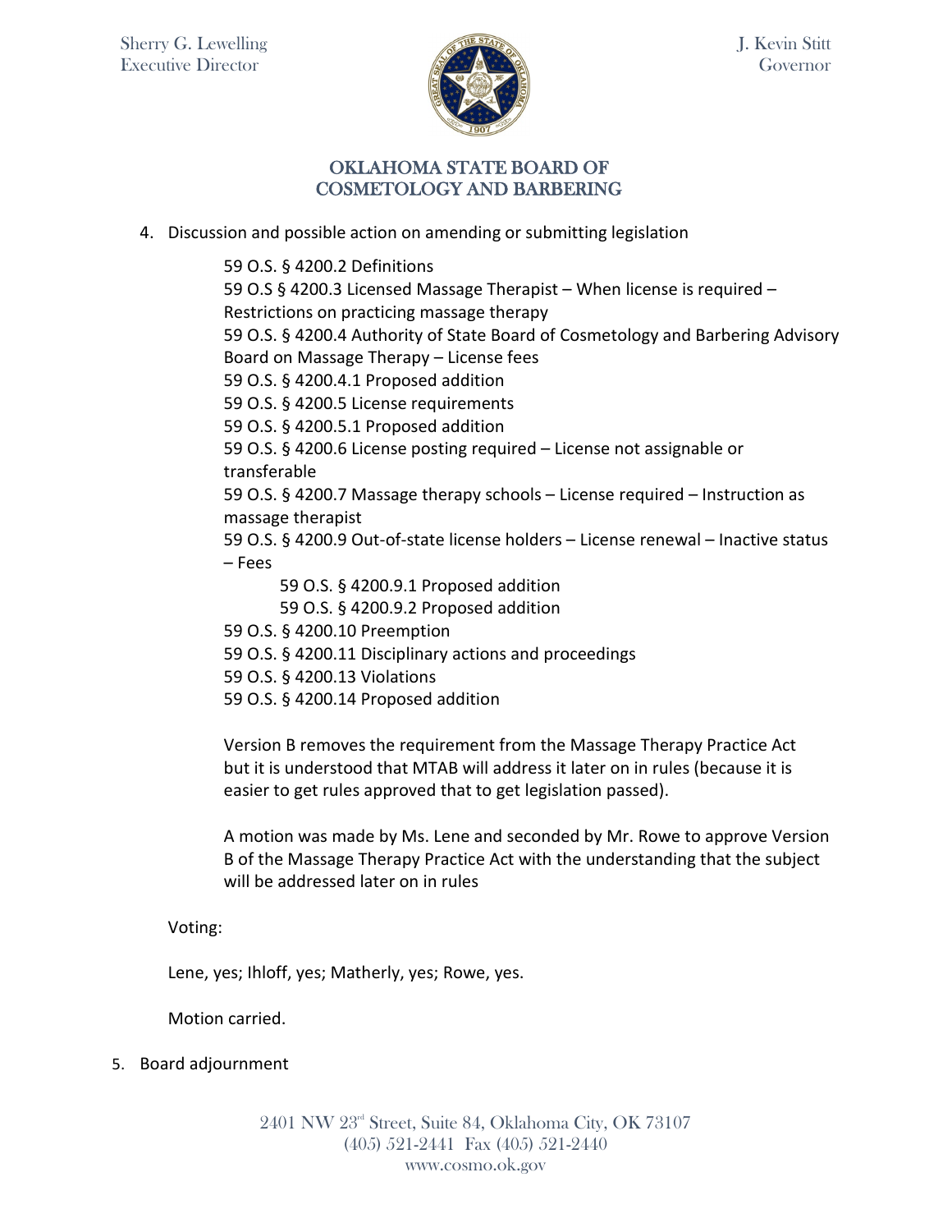4. Discussion and possible action on amending or submitting legislation

   59 O.S. § 4200.2 Definitions
   59 O.S § 4200.3 Licensed Massage Therapist – When license is required – Restrictions on practicing massage therapy
   59 O.S. § 4200.4 Authority of State Board of Cosmetology and Barbering Advisory Board on Massage Therapy – License fees
   59 O.S. § 4200.4.1 Proposed addition
   59 O.S. § 4200.5 License requirements
   59 O.S. § 4200.5.1 Proposed addition
   59 O.S. § 4200.6 License posting required – License not assignable or transferable
   59 O.S. § 4200.7 Massage therapy schools – License required – Instruction as massage therapist
   59 O.S. § 4200.9 Out-of-state license holders – License renewal – Inactive status – Fees
      59 O.S. § 4200.9.1 Proposed addition
      59 O.S. § 4200.9.2 Proposed addition
   59 O.S. § 4200.10 Preemption
   59 O.S. § 4200.11 Disciplinary actions and proceedings
   59 O.S. § 4200.13 Violations
   59 O.S. § 4200.14 Proposed addition

   Version B removes the requirement from the Massage Therapy Practice Act but it is understood that MTAB will address it later on in rules (because it is easier to get rules approved that to get legislation passed).

   A motion was made by Ms. Lene and seconded by Mr. Rowe to approve Version B of the Massage Therapy Practice Act with the understanding that the subject will be addressed later on in rules

   Voting:

   Lene, yes; Ihloff, yes; Matherly, yes; Rowe, yes.

   Motion carried.

5. Board adjournment